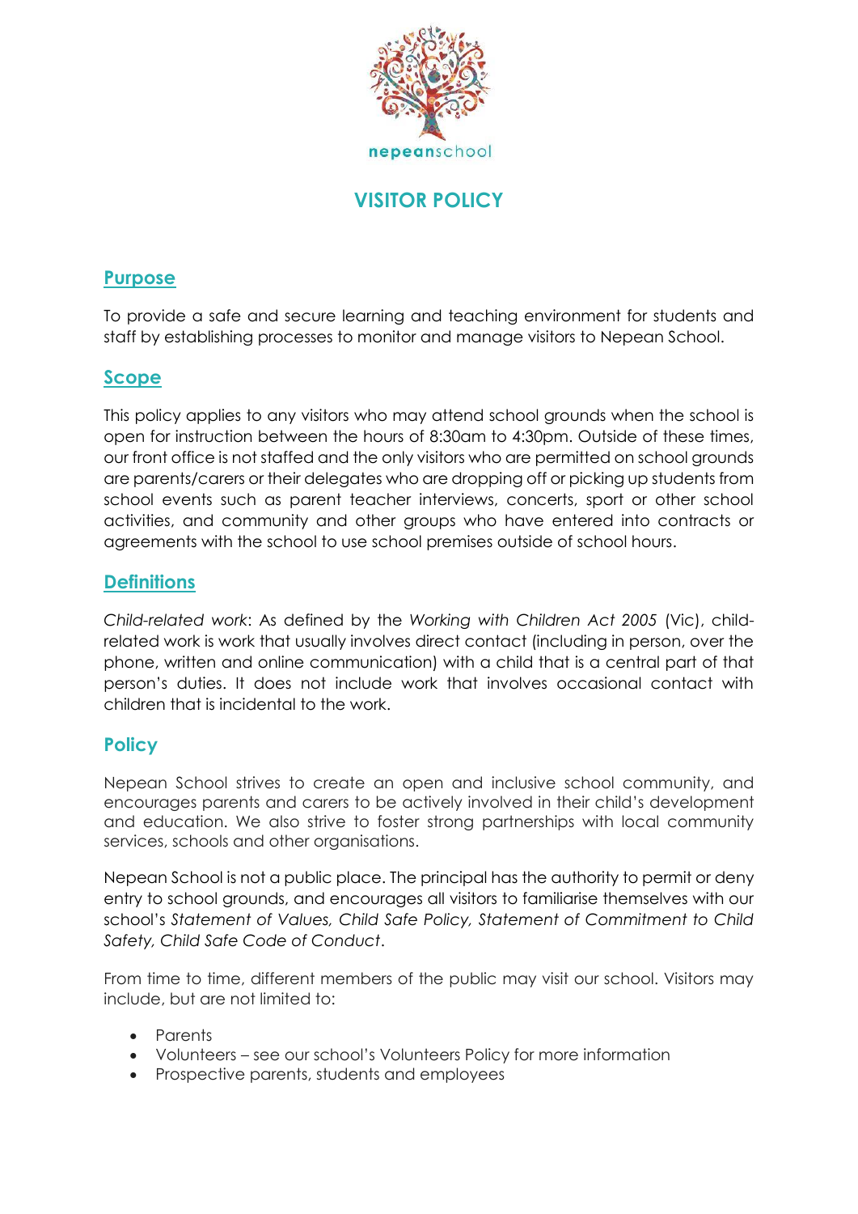nepeanschool

# VISITOR POLICY

## Purpose

To provide a safe and secure learning and teaching environment for students and staff by establishing processes to monitor and manage visitors to Nepean School.

## Scope

This policy applies to any visitors who may attend school grounds when the school is open for instruction between the hours of 8:30am to 4:30pm. Outside of these times, our front office is not staffed and the only visitors who are permitted on school grounds are parents/carers or their delegates who are dropping off or picking up students from school events such as parent teacher interviews, concerts, sport or other school activities, and community and other groups who have entered into contracts or agreements with the school to use school premises outside of school hours.

## Definitions

*Child-related work*: As defined by the *Working with Children Act 2005* (Vic), child-related work is work that usually involves direct contact (including in person, over the phone, written and online communication) with a child that is a central part of that person's duties. It does not include work that involves occasional contact with children that is incidental to the work.

## Policy

Nepean School strives to create an open and inclusive school community, and encourages parents and carers to be actively involved in their child's development and education. We also strive to foster strong partnerships with local community services, schools and other organisations.

Nepean School is not a public place. The principal has the authority to permit or deny entry to school grounds, and encourages all visitors to familiarise themselves with our school's *Statement of Values, Child Safe Policy, Statement of Commitment to Child Safety, Child Safe Code of Conduct*.

From time to time, different members of the public may visit our school. Visitors may include, but are not limited to:

- Parents
- Volunteers – see our school's Volunteers Policy for more information
- Prospective parents, students and employees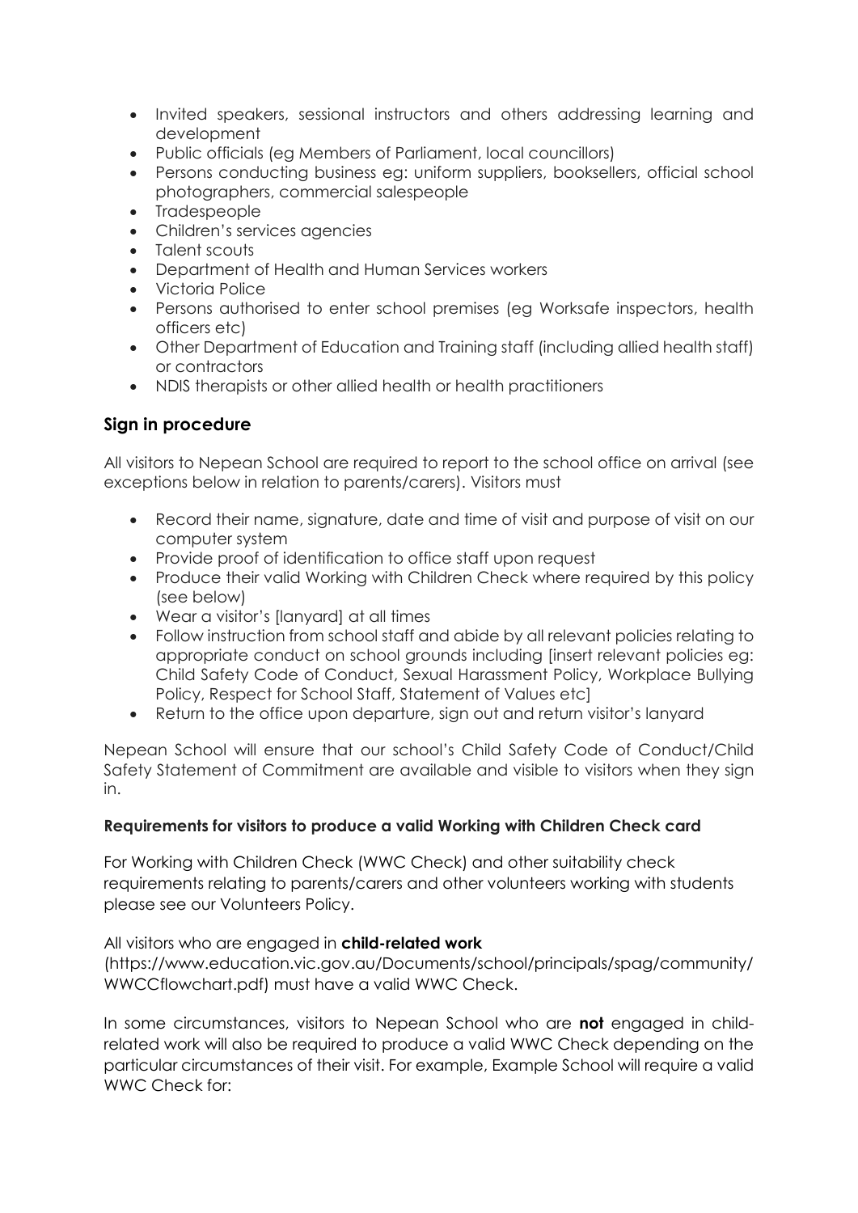- Invited speakers, sessional instructors and others addressing learning and development
- Public officials (eg Members of Parliament, local councillors)
- Persons conducting business eg: uniform suppliers, booksellers, official school photographers, commercial salespeople
- Tradespeople
- Children's services agencies
- Talent scouts
- Department of Health and Human Services workers
- Victoria Police
- Persons authorised to enter school premises (eg Worksafe inspectors, health officers etc)
- Other Department of Education and Training staff (including allied health staff) or contractors
- NDIS therapists or other allied health or health practitioners

## Sign in procedure

All visitors to Nepean School are required to report to the school office on arrival (see exceptions below in relation to parents/carers). Visitors must

- Record their name, signature, date and time of visit and purpose of visit on our computer system
- Provide proof of identification to office staff upon request
- Produce their valid Working with Children Check where required by this policy (see below)
- Wear a visitor's [lanyard] at all times
- Follow instruction from school staff and abide by all relevant policies relating to appropriate conduct on school grounds including [insert relevant policies eg: Child Safety Code of Conduct, Sexual Harassment Policy, Workplace Bullying Policy, Respect for School Staff, Statement of Values etc]
- Return to the office upon departure, sign out and return visitor's lanyard

Nepean School will ensure that our school's Child Safety Code of Conduct/Child Safety Statement of Commitment are available and visible to visitors when they sign in.

### Requirements for visitors to produce a valid Working with Children Check card

For Working with Children Check (WWC Check) and other suitability check requirements relating to parents/carers and other volunteers working with students please see our Volunteers Policy.

All visitors who are engaged in **child-related work** (https://www.education.vic.gov.au/Documents/school/principals/spag/community/WWCCflowchart.pdf) must have a valid WWC Check.

In some circumstances, visitors to Nepean School who are **not** engaged in child-related work will also be required to produce a valid WWC Check depending on the particular circumstances of their visit. For example, Example School will require a valid WWC Check for: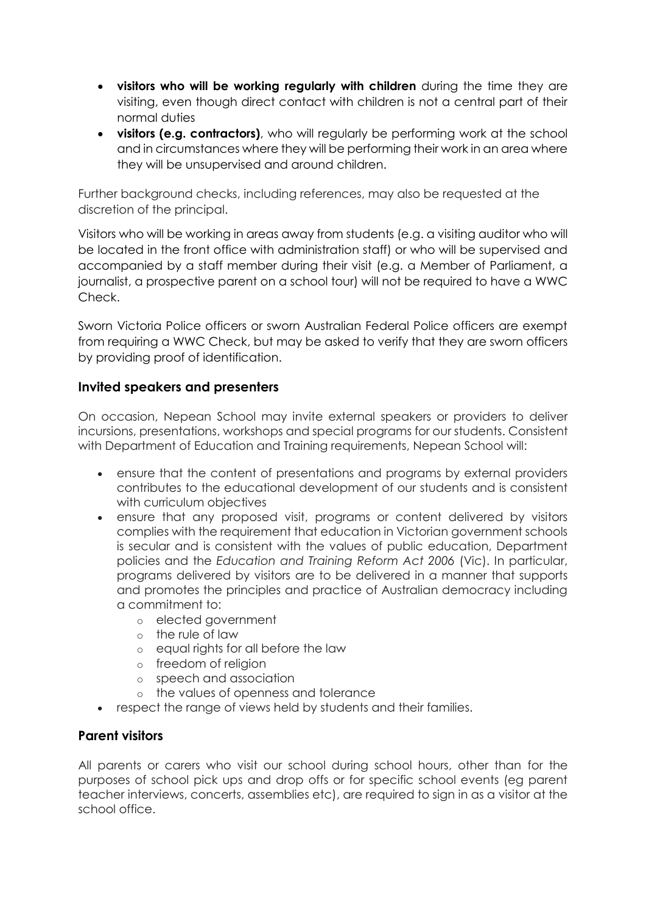- **visitors who will be working regularly with children** during the time they are visiting, even though direct contact with children is not a central part of their normal duties
- **visitors (e.g. contractors)**, who will regularly be performing work at the school and in circumstances where they will be performing their work in an area where they will be unsupervised and around children.

Further background checks, including references, may also be requested at the discretion of the principal.

Visitors who will be working in areas away from students (e.g. a visiting auditor who will be located in the front office with administration staff) or who will be supervised and accompanied by a staff member during their visit (e.g. a Member of Parliament, a journalist, a prospective parent on a school tour) will not be required to have a WWC Check.

Sworn Victoria Police officers or sworn Australian Federal Police officers are exempt from requiring a WWC Check, but may be asked to verify that they are sworn officers by providing proof of identification.

## Invited speakers and presenters

On occasion, Nepean School may invite external speakers or providers to deliver incursions, presentations, workshops and special programs for our students. Consistent with Department of Education and Training requirements, Nepean School will:

- ensure that the content of presentations and programs by external providers contributes to the educational development of our students and is consistent with curriculum objectives
- ensure that any proposed visit, programs or content delivered by visitors complies with the requirement that education in Victorian government schools is secular and is consistent with the values of public education, Department policies and the *Education and Training Reform Act 2006* (Vic). In particular, programs delivered by visitors are to be delivered in a manner that supports and promotes the principles and practice of Australian democracy including a commitment to:
  - elected government
  - the rule of law
  - equal rights for all before the law
  - freedom of religion
  - speech and association
  - the values of openness and tolerance
- respect the range of views held by students and their families.

## Parent visitors

All parents or carers who visit our school during school hours, other than for the purposes of school pick ups and drop offs or for specific school events (eg parent teacher interviews, concerts, assemblies etc), are required to sign in as a visitor at the school office.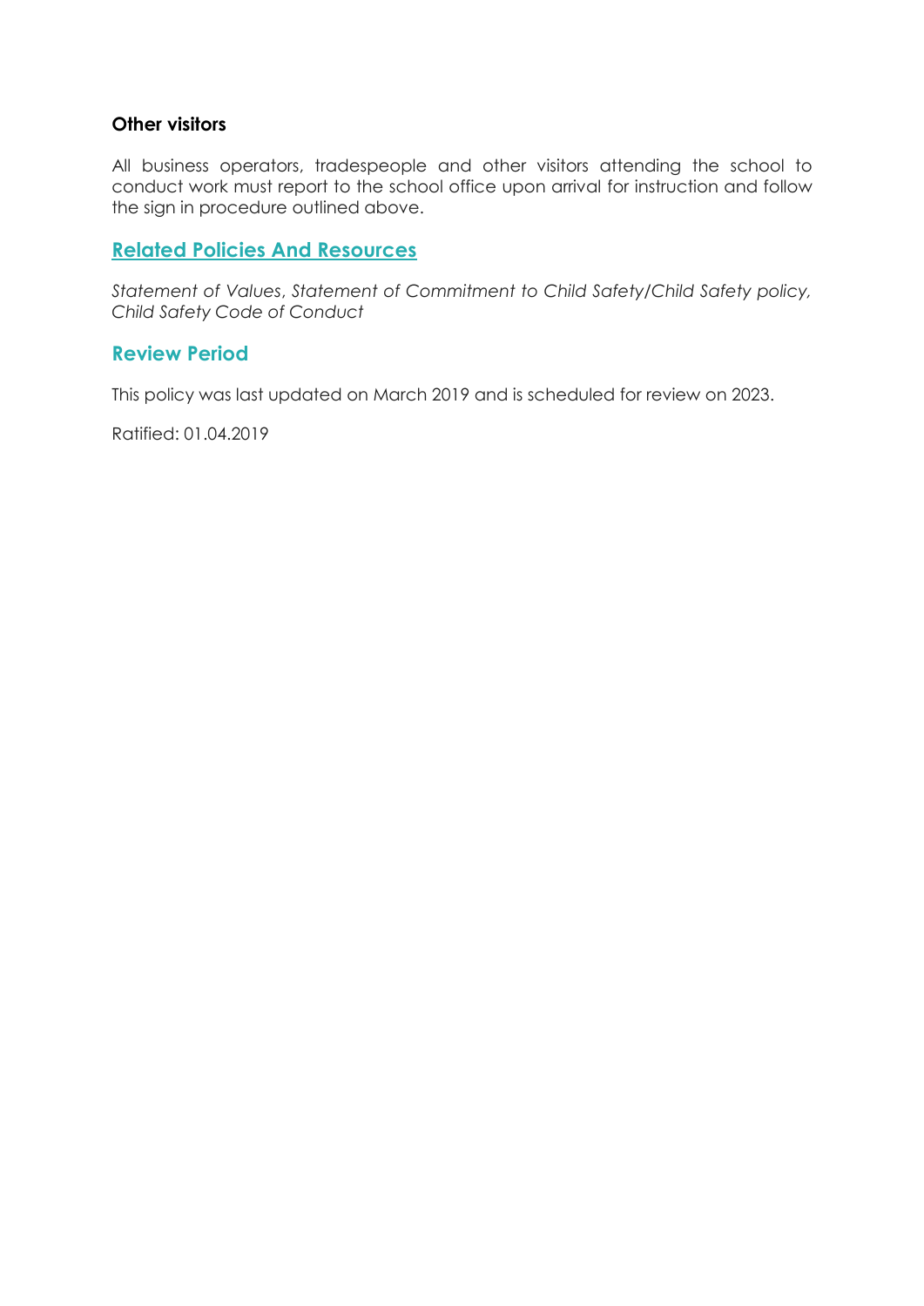### Other visitors

All business operators, tradespeople and other visitors attending the school to conduct work must report to the school office upon arrival for instruction and follow the sign in procedure outlined above.

## Related Policies And Resources

*Statement of Values, Statement of Commitment to Child Safety/Child Safety policy, Child Safety Code of Conduct*

## Review Period

This policy was last updated on March 2019 and is scheduled for review on 2023.

Ratified: 01.04.2019